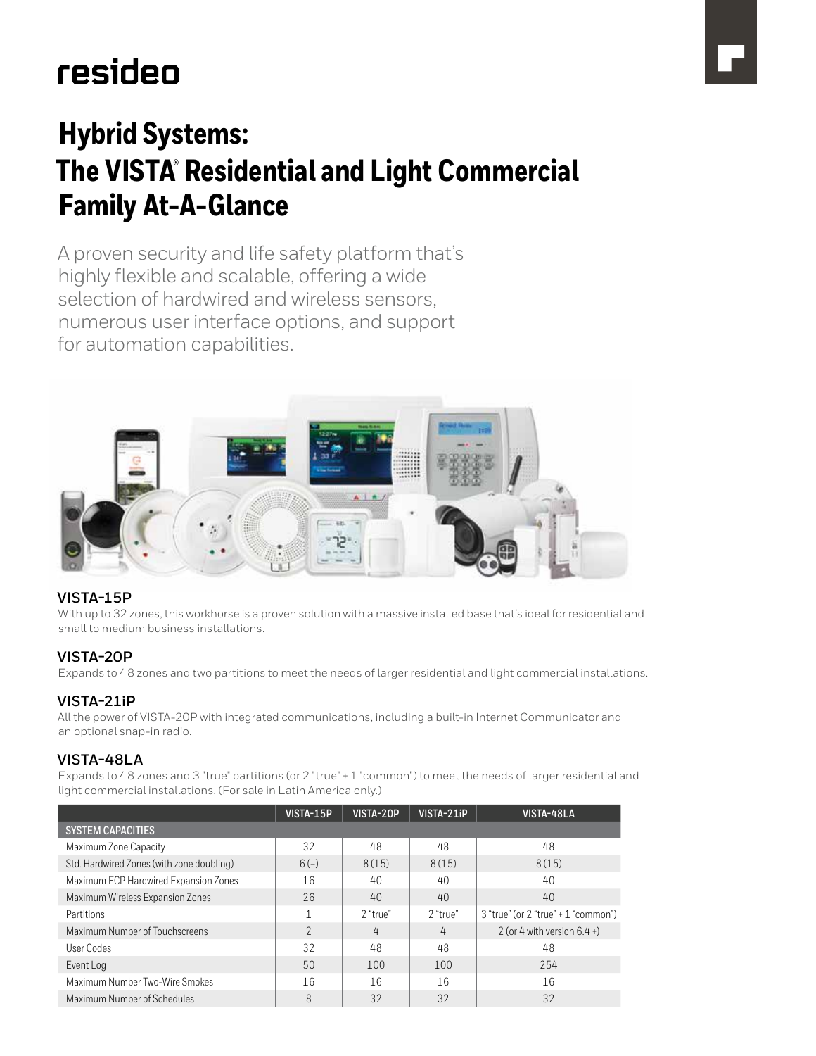resideo

# Hybrid Systems: The VISTA® Residential and Light Commercial Family At-A-Glance

A proven security and life safety platform that's highly flexible and scalable, offering a wide selection of hardwired and wireless sensors, numerous user interface options, and support for automation capabilities.

### VISTA-15P

With up to 32 zones, this workhorse is a proven solution with a massive installed base that's ideal for residential and small to medium business installations.

### VISTA-20P

Expands to 48 zones and two partitions to meet the needs of larger residential and light commercial installations.

### VISTA-21iP

All the power of VISTA-20P with integrated communications, including a built-in Internet Communicator and an optional snap-in radio.

### VISTA-48LA

Expands to 48 zones and 3 "true" partitions (or 2 "true" + 1 "common") to meet the needs of larger residential and light commercial installations. (For sale in Latin America only.)

| | VISTA-15P | VISTA-20P | VISTA-21iP | VISTA-48LA |
|---|---|---|---|---|
| **SYSTEM CAPACITIES** | | | | |
| Maximum Zone Capacity | 32 | 48 | 48 | 48 |
| Std. Hardwired Zones (with zone doubling) | 6 (–) | 8 (15) | 8 (15) | 8 (15) |
| Maximum ECP Hardwired Expansion Zones | 16 | 40 | 40 | 40 |
| Maximum Wireless Expansion Zones | 26 | 40 | 40 | 40 |
| Partitions | 1 | 2 "true" | 2 "true" | 3 "true" (or 2 "true" + 1 "common") |
| Maximum Number of Touchscreens | 2 | 4 | 4 | 2 (or 4 with version 6.4 +) |
| User Codes | 32 | 48 | 48 | 48 |
| Event Log | 50 | 100 | 100 | 254 |
| Maximum Number Two-Wire Smokes | 16 | 16 | 16 | 16 |
| Maximum Number of Schedules | 8 | 32 | 32 | 32 |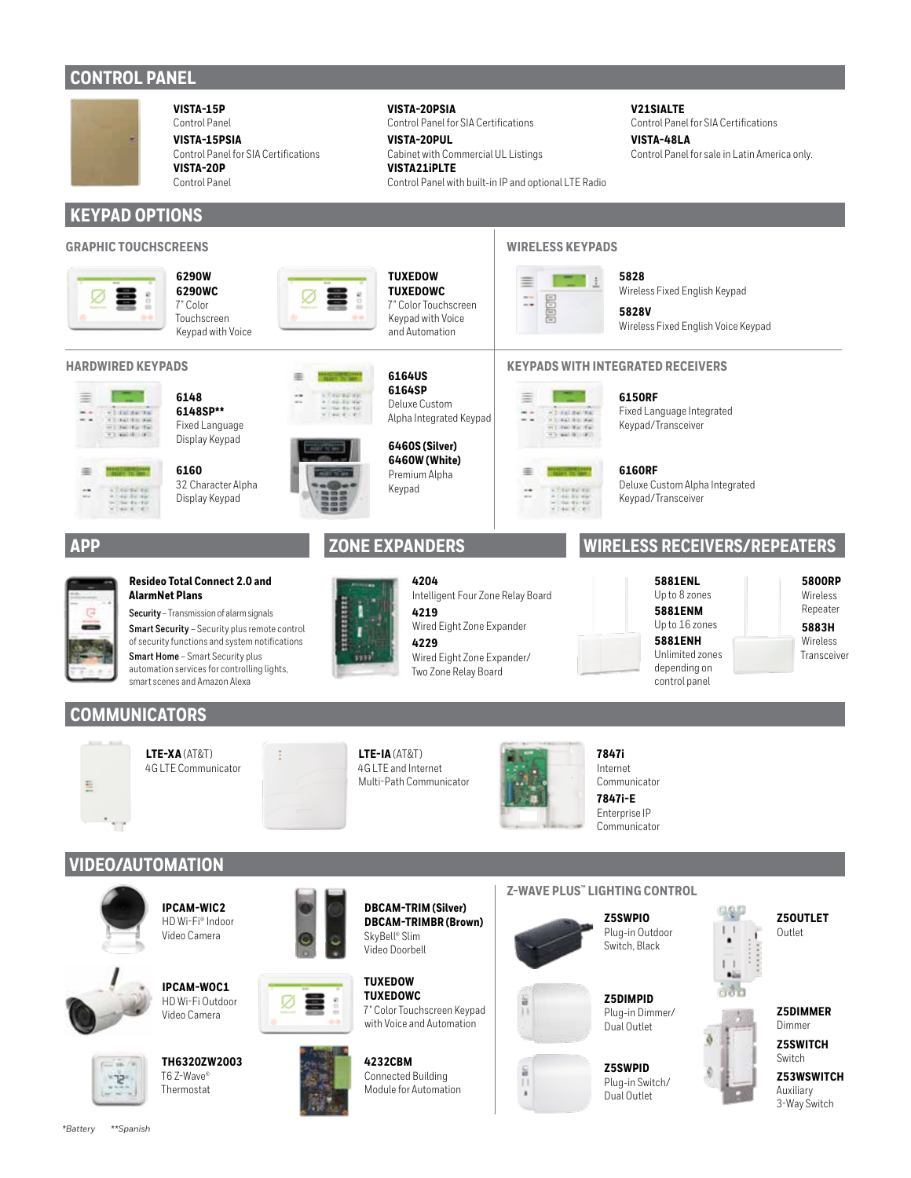## CONTROL PANEL

**VISTA-15P**
Control Panel

**VISTA-15PSIA**
Control Panel for SIA Certifications

**VISTA-20P**
Control Panel

**VISTA-20PSIA**
Control Panel for SIA Certifications

**VISTA-20PUL**
Cabinet with Commercial UL Listings

**VISTA21iPLTE**
Control Panel with built-in IP and optional LTE Radio

**V21SIALTE**
Control Panel for SIA Certifications

**VISTA-48LA**
Control Panel for sale in Latin America only.

## KEYPAD OPTIONS

### GRAPHIC TOUCHSCREENS

**6290W**
**6290WC**
7" Color Touchscreen Keypad with Voice

**TUXEDOW**
**TUXEDOWC**
7" Color Touchscreen Keypad with Voice and Automation

### WIRELESS KEYPADS

**5828**
Wireless Fixed English Keypad

**5828V**
Wireless Fixed English Voice Keypad

### HARDWIRED KEYPADS

**6148**
**6148SP****
Fixed Language Display Keypad

**6160**
32 Character Alpha Display Keypad

**6164US**
**6164SP**
Deluxe Custom Alpha Integrated Keypad

**6460S (Silver)**
**6460W (White)**
Premium Alpha Keypad

### KEYPADS WITH INTEGRATED RECEIVERS

**6150RF**
Fixed Language Integrated Keypad/Transceiver

**6160RF**
Deluxe Custom Alpha Integrated Keypad/Transceiver

## APP

**Resideo Total Connect 2.0 and AlarmNet Plans**

**Security** – Transmission of alarm signals

**Smart Security** – Security plus remote control of security functions and system notifications

**Smart Home** – Smart Security plus automation services for controlling lights, smart scenes and Amazon Alexa

## ZONE EXPANDERS

**4204**
Intelligent Four Zone Relay Board

**4219**
Wired Eight Zone Expander

**4229**
Wired Eight Zone Expander/ Two Zone Relay Board

## WIRELESS RECEIVERS/REPEATERS

**5881ENL**
Up to 8 zones

**5881ENM**
Up to 16 zones

**5881ENH**
Unlimited zones depending on control panel

**5800RP**
Wireless Repeater

**5883H**
Wireless Transceiver

## COMMUNICATORS

**LTE-XA** (AT&T)
4G LTE Communicator

**LTE-IA** (AT&T)
4G LTE and Internet Multi-Path Communicator

**7847i**
Internet Communicator

**7847i-E**
Enterprise IP Communicator

## VIDEO/AUTOMATION

**IPCAM-WIC2**
HD Wi-Fi® Indoor Video Camera

**IPCAM-WOC1**
HD Wi-Fi Outdoor Video Camera

**TH6320ZW2003**
T6 Z-Wave® Thermostat

**DBCAM-TRIM (Silver)**
**DBCAM-TRIMBR (Brown)**
SkyBell® Slim Video Doorbell

**TUXEDOW**
**TUXEDOWC**
7" Color Touchscreen Keypad with Voice and Automation

**4232CBM**
Connected Building Module for Automation

### Z-WAVE PLUS™ LIGHTING CONTROL

**Z5SWPIO**
Plug-in Outdoor Switch, Black

**Z5DIMPID**
Plug-in Dimmer/ Dual Outlet

**Z5SWPID**
Plug-in Switch/ Dual Outlet

**Z5OUTLET**
Outlet

**Z5DIMMER**
Dimmer

**Z5SWITCH**
Switch

**Z53WSWITCH**
Auxiliary 3-Way Switch

*\*Battery \*\*Spanish*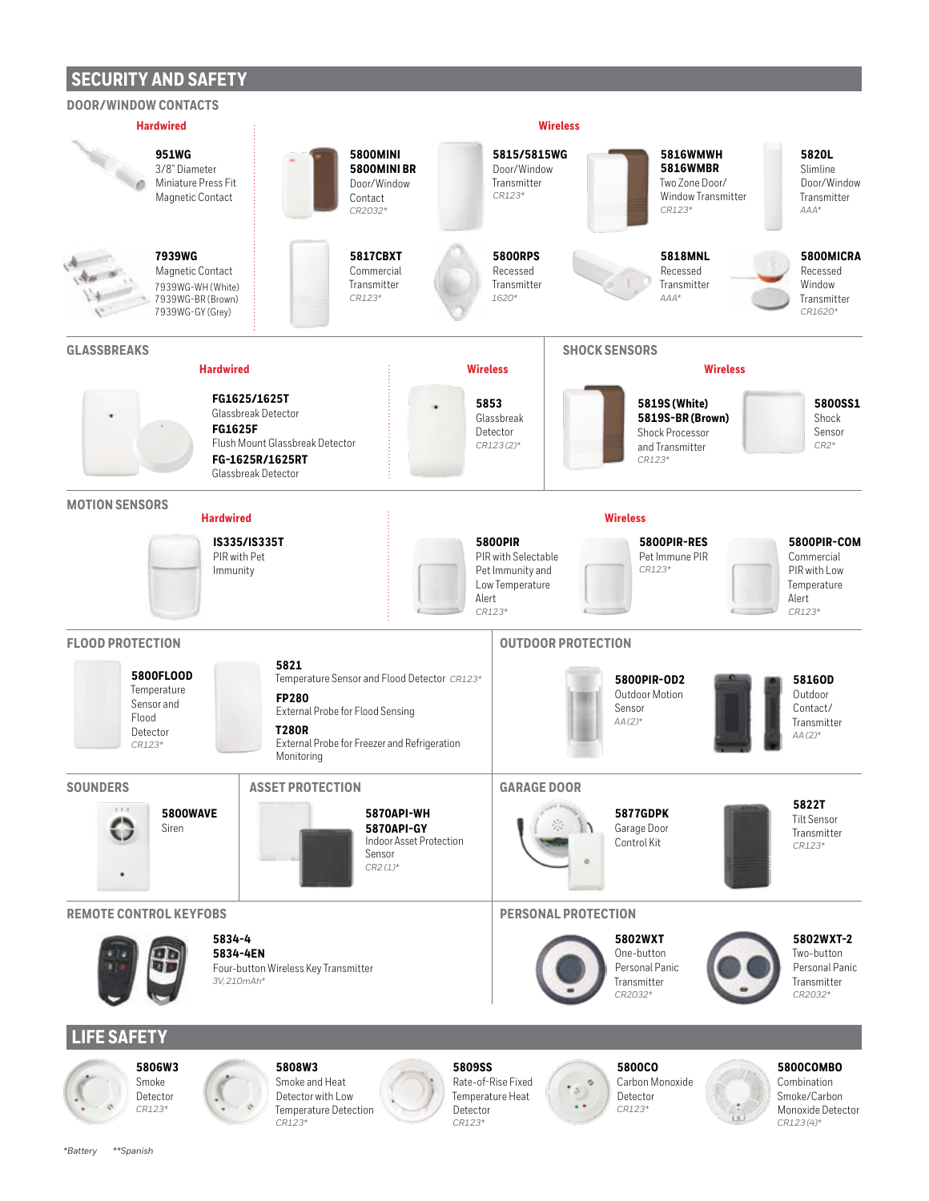# SECURITY AND SAFETY

## DOOR/WINDOW CONTACTS

### Hardwired

**951WG**
3/8" Diameter Miniature Press Fit Magnetic Contact

**7939WG**
Magnetic Contact
7939WG-WH (White)
7939WG-BR (Brown)
7939WG-GY (Grey)

### Wireless

**5800MINI**
**5800MINI BR**
Door/Window Contact
*CR2032**

**5815/5815WG**
Door/Window Transmitter
*CR123**

**5816WMWH**
**5816WMBR**
Two Zone Door/ Window Transmitter
*CR123**

**5820L**
Slimline Door/Window Transmitter
*AAA**

**5817CBXT**
Commercial Transmitter
*CR123**

**5800RPS**
Recessed Transmitter
*1620**

**5818MNL**
Recessed Transmitter
*AAA**

**5800MICRA**
Recessed Window Transmitter
*CR1620**

## GLASSBREAKS

### Hardwired

**FG1625/1625T**
Glassbreak Detector
**FG1625F**
Flush Mount Glassbreak Detector
**FG-1625R/1625RT**
Glassbreak Detector

### Wireless

**5853**
Glassbreak Detector
*CR123 (2)**

## SHOCK SENSORS

### Wireless

**5819S (White)**
**5819S-BR (Brown)**
Shock Processor and Transmitter
*CR123**

**5800SS1**
Shock Sensor
*CR2**

## MOTION SENSORS

### Hardwired

**IS335/IS335T**
PIR with Pet Immunity

### Wireless

**5800PIR**
PIR with Selectable Pet Immunity and Low Temperature Alert
*CR123**

**5800PIR-RES**
Pet Immune PIR
*CR123**

**5800PIR-COM**
Commercial PIR with Low Temperature Alert
*CR123**

## FLOOD PROTECTION

**5800FLOOD**
Temperature Sensor and Flood Detector
*CR123**

**5821**
Temperature Sensor and Flood Detector *CR123**
**FP280**
External Probe for Flood Sensing
**T280R**
External Probe for Freezer and Refrigeration Monitoring

## OUTDOOR PROTECTION

**5800PIR-OD2**
Outdoor Motion Sensor
*AA (2)**

**5816OD**
Outdoor Contact/ Transmitter
*AA (2)**

## SOUNDERS

**5800WAVE**
Siren

## ASSET PROTECTION

**5870API-WH**
**5870API-GY**
Indoor Asset Protection Sensor
*CR2 (1)**

## GARAGE DOOR

**5877GDPK**
Garage Door Control Kit

**5822T**
Tilt Sensor Transmitter
*CR123**

## REMOTE CONTROL KEYFOBS

**5834-4**
**5834-4EN**
Four-button Wireless Key Transmitter
*3V, 210mAh**

## PERSONAL PROTECTION

**5802WXT**
One-button Personal Panic Transmitter
*CR2032**

**5802WXT-2**
Two-button Personal Panic Transmitter
*CR2032**

# LIFE SAFETY

**5806W3**
Smoke Detector
*CR123**

**5808W3**
Smoke and Heat Detector with Low Temperature Detection
*CR123**

**5809SS**
Rate-of-Rise Fixed Temperature Heat Detector
*CR123**

**5800CO**
Carbon Monoxide Detector
*CR123**

**5800COMBO**
Combination Smoke/Carbon Monoxide Detector
*CR123 (4)**

*Battery **Spanish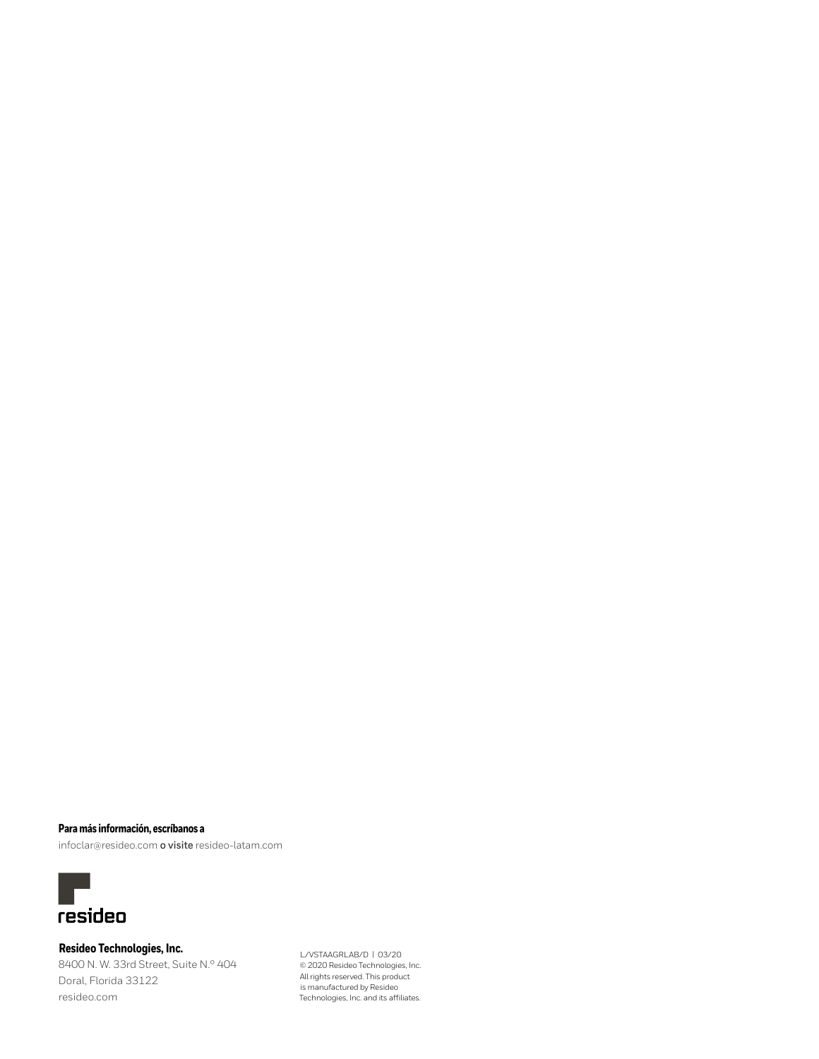**Para más información, escríbanos a**

infoclar@resideo.com **o visite** resideo-latam.com

resideo

**Resideo Technologies, Inc.**

8400 N. W. 33rd Street, Suite N.º 404
Doral, Florida 33122
resideo.com

L/VSTAAGRLAB/D | 03/20
© 2020 Resideo Technologies, Inc.
All rights reserved. This product is manufactured by Resideo Technologies, Inc. and its affiliates.